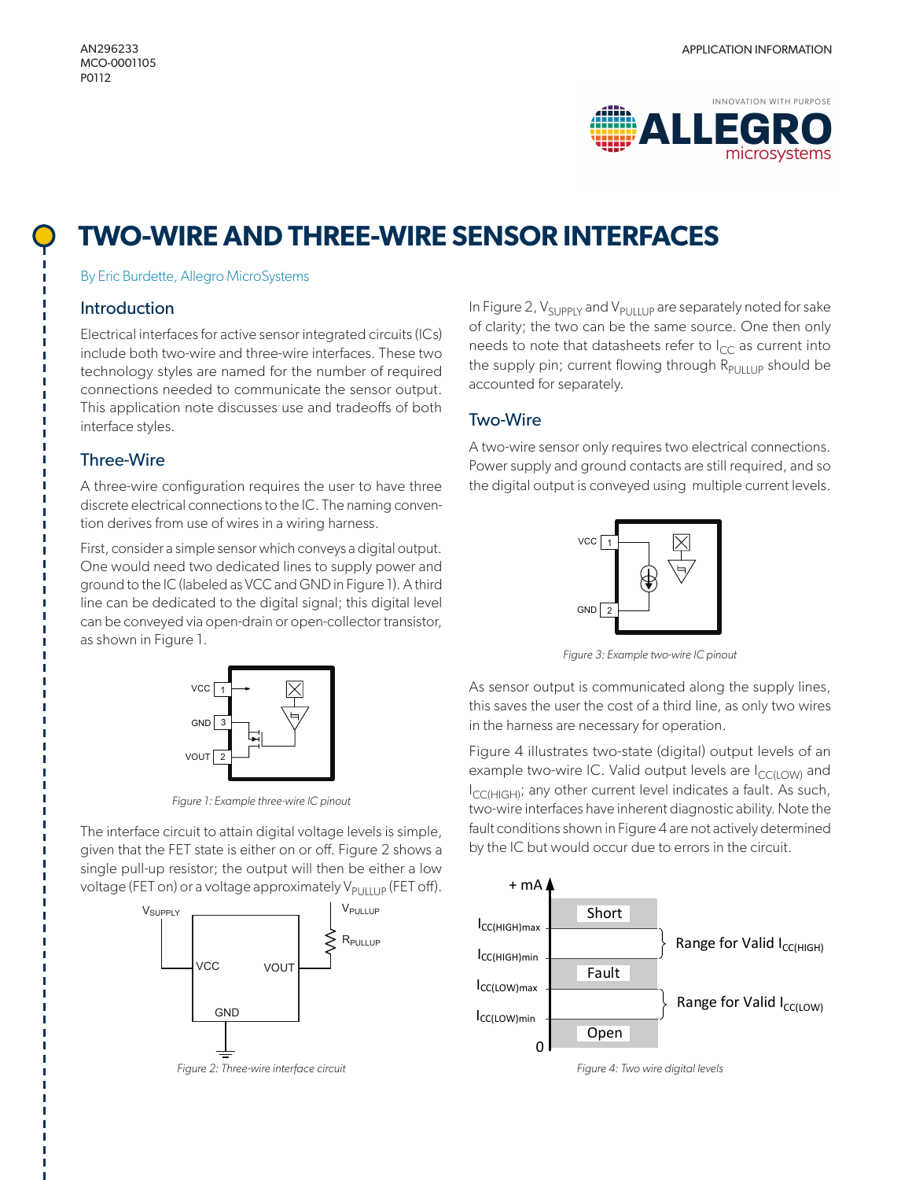AN296233
MCO-0001105
P0112

APPLICATION INFORMATION

# TWO-WIRE AND THREE-WIRE SENSOR INTERFACES

By Eric Burdette, Allegro MicroSystems

## Introduction

Electrical interfaces for active sensor integrated circuits (ICs) include both two-wire and three-wire interfaces. These two technology styles are named for the number of required connections needed to communicate the sensor output. This application note discusses use and tradeoffs of both interface styles.

## Three-Wire

A three-wire configuration requires the user to have three discrete electrical connections to the IC. The naming convention derives from use of wires in a wiring harness.

First, consider a simple sensor which conveys a digital output. One would need two dedicated lines to supply power and ground to the IC (labeled as VCC and GND in Figure 1). A third line can be dedicated to the digital signal; this digital level can be conveyed via open-drain or open-collector transistor, as shown in Figure 1.

*Figure 1: Example three-wire IC pinout*

The interface circuit to attain digital voltage levels is simple, given that the FET state is either on or off. Figure 2 shows a single pull-up resistor; the output will then be either a low voltage (FET on) or a voltage approximately $V_{PULLUP}$ (FET off).

*Figure 2: Three-wire interface circuit*

In Figure 2, $V_{SUPPLY}$ and $V_{PULLUP}$ are separately noted for sake of clarity; the two can be the same source. One then only needs to note that datasheets refer to $I_{CC}$ as current into the supply pin; current flowing through $R_{PULLUP}$ should be accounted for separately.

## Two-Wire

A two-wire sensor only requires two electrical connections. Power supply and ground contacts are still required, and so the digital output is conveyed using multiple current levels.

*Figure 3: Example two-wire IC pinout*

As sensor output is communicated along the supply lines, this saves the user the cost of a third line, as only two wires in the harness are necessary for operation.

Figure 4 illustrates two-state (digital) output levels of an example two-wire IC. Valid output levels are $I_{CC(LOW)}$ and $I_{CC(HIGH)}$; any other current level indicates a fault. As such, two-wire interfaces have inherent diagnostic ability. Note the fault conditions shown in Figure 4 are not actively determined by the IC but would occur due to errors in the circuit.

*Figure 4: Two wire digital levels*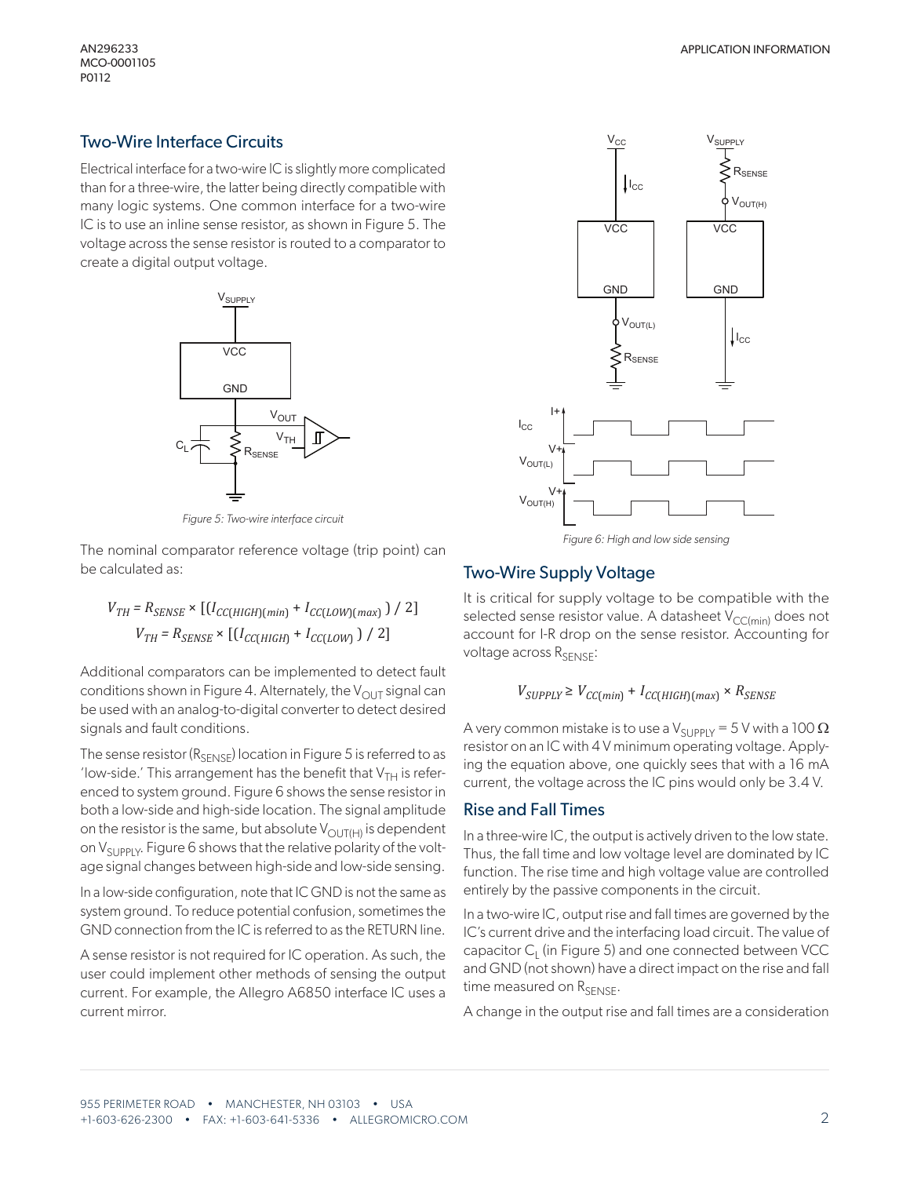## Two-Wire Interface Circuits

Electrical interface for a two-wire IC is slightly more complicated than for a three-wire, the latter being directly compatible with many logic systems. One common interface for a two-wire IC is to use an inline sense resistor, as shown in Figure 5. The voltage across the sense resistor is routed to a comparator to create a digital output voltage.

*Figure 5: Two-wire interface circuit*

The nominal comparator reference voltage (trip point) can be calculated as:

$$V_{TH} = R_{SENSE} \times [(I_{CC(HIGH)(min)} + I_{CC(LOW)(max)}) / 2]$$

$$V_{TH} = R_{SENSE} \times [(I_{CC(HIGH)} + I_{CC(LOW)}) / 2]$$

Additional comparators can be implemented to detect fault conditions shown in Figure 4. Alternately, the $V_{OUT}$ signal can be used with an analog-to-digital converter to detect desired signals and fault conditions.

The sense resistor ($R_{SENSE}$) location in Figure 5 is referred to as 'low-side.' This arrangement has the benefit that $V_{TH}$ is referenced to system ground. Figure 6 shows the sense resistor in both a low-side and high-side location. The signal amplitude on the resistor is the same, but absolute $V_{OUT(H)}$ is dependent on $V_{SUPPLY}$. Figure 6 shows that the relative polarity of the voltage signal changes between high-side and low-side sensing.

In a low-side configuration, note that IC GND is not the same as system ground. To reduce potential confusion, sometimes the GND connection from the IC is referred to as the RETURN line.

A sense resistor is not required for IC operation. As such, the user could implement other methods of sensing the output current. For example, the Allegro A6850 interface IC uses a current mirror.

*Figure 6: High and low side sensing*

## Two-Wire Supply Voltage

It is critical for supply voltage to be compatible with the selected sense resistor value. A datasheet $V_{CC(min)}$ does not account for I-R drop on the sense resistor. Accounting for voltage across $R_{SENSE}$:

$$V_{SUPPLY} \geq V_{CC(min)} + I_{CC(HIGH)(max)} \times R_{SENSE}$$

A very common mistake is to use a $V_{SUPPLY}$ = 5 V with a 100 Ω resistor on an IC with 4 V minimum operating voltage. Applying the equation above, one quickly sees that with a 16 mA current, the voltage across the IC pins would only be 3.4 V.

## Rise and Fall Times

In a three-wire IC, the output is actively driven to the low state. Thus, the fall time and low voltage level are dominated by IC function. The rise time and high voltage value are controlled entirely by the passive components in the circuit.

In a two-wire IC, output rise and fall times are governed by the IC's current drive and the interfacing load circuit. The value of capacitor $C_L$ (in Figure 5) and one connected between VCC and GND (not shown) have a direct impact on the rise and fall time measured on $R_{SENSE}$.

A change in the output rise and fall times are a consideration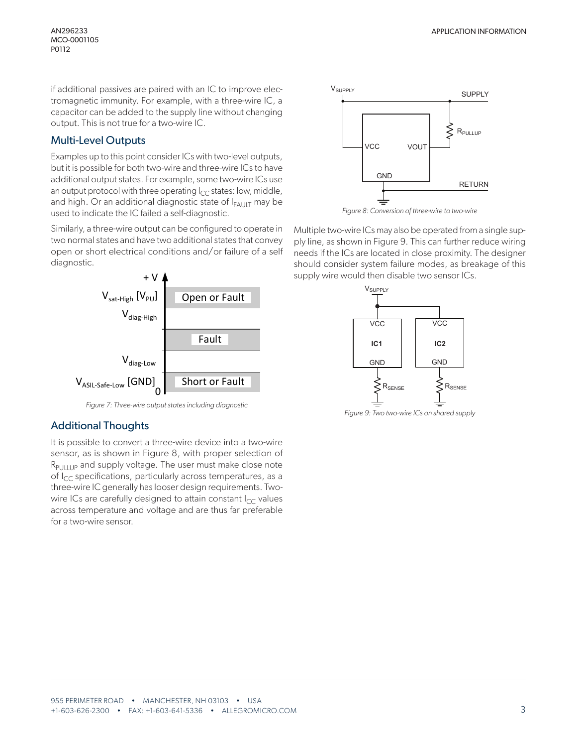if additional passives are paired with an IC to improve electromagnetic immunity. For example, with a three-wire IC, a capacitor can be added to the supply line without changing output. This is not true for a two-wire IC.

## Multi-Level Outputs

Examples up to this point consider ICs with two-level outputs, but it is possible for both two-wire and three-wire ICs to have additional output states. For example, some two-wire ICs use an output protocol with three operating $I_{CC}$ states: low, middle, and high. Or an additional diagnostic state of $I_{FAULT}$ may be used to indicate the IC failed a self-diagnostic.

Similarly, a three-wire output can be configured to operate in two normal states and have two additional states that convey open or short electrical conditions and/or failure of a self diagnostic.

*Figure 7: Three-wire output states including diagnostic*

## Additional Thoughts

It is possible to convert a three-wire device into a two-wire sensor, as is shown in Figure 8, with proper selection of $R_{PULLUP}$ and supply voltage. The user must make close note of $I_{CC}$ specifications, particularly across temperatures, as a three-wire IC generally has looser design requirements. Two-wire ICs are carefully designed to attain constant $I_{CC}$ values across temperature and voltage and are thus far preferable for a two-wire sensor.

*Figure 8: Conversion of three-wire to two-wire*

Multiple two-wire ICs may also be operated from a single supply line, as shown in Figure 9. This can further reduce wiring needs if the ICs are located in close proximity. The designer should consider system failure modes, as breakage of this supply wire would then disable two sensor ICs.

*Figure 9: Two two-wire ICs on shared supply*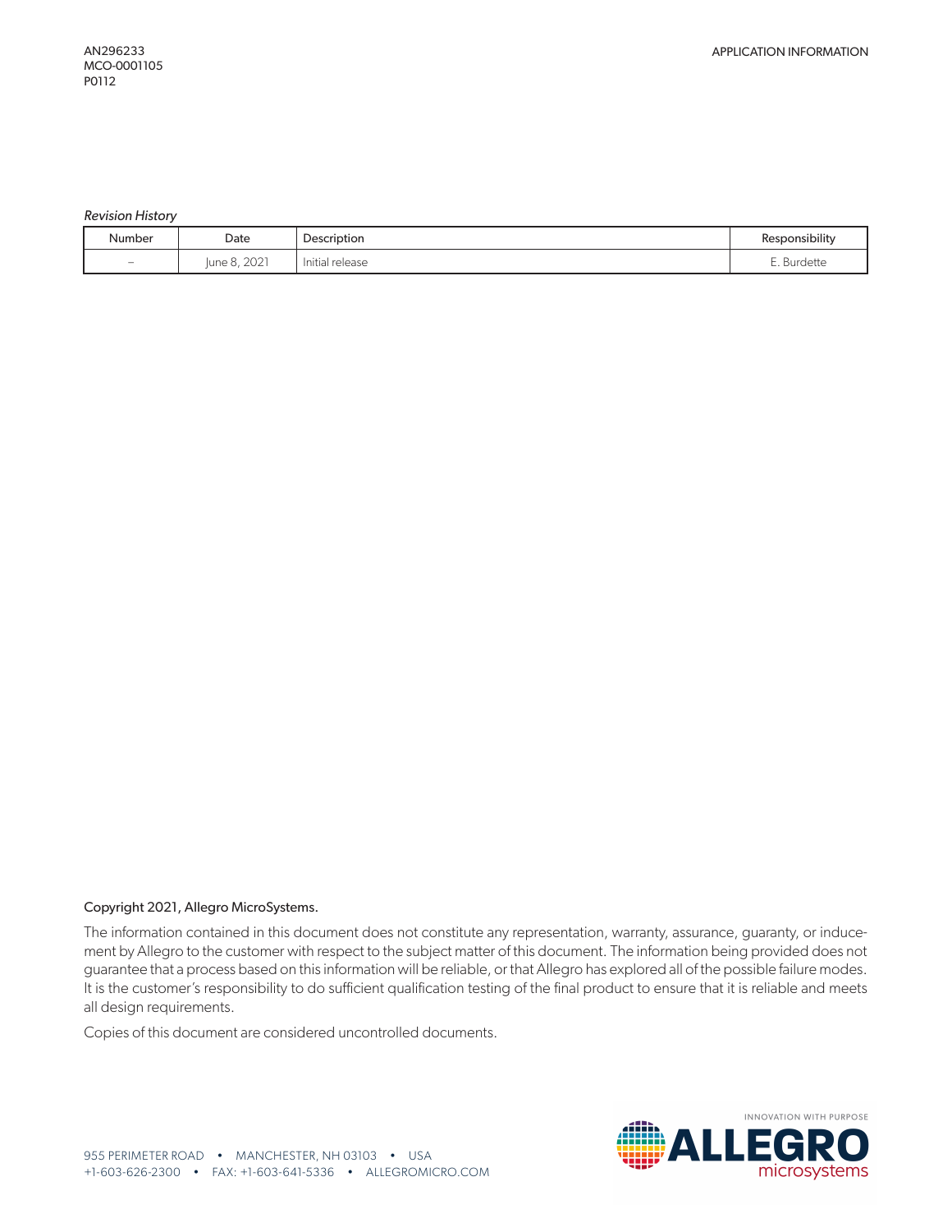*Revision History*

| Number | Date | Description | Responsibility |
|---|---|---|---|
| – | June 8, 2021 | Initial release | E. Burdette |

Copyright 2021, Allegro MicroSystems.

The information contained in this document does not constitute any representation, warranty, assurance, guaranty, or inducement by Allegro to the customer with respect to the subject matter of this document. The information being provided does not guarantee that a process based on this information will be reliable, or that Allegro has explored all of the possible failure modes. It is the customer's responsibility to do sufficient qualification testing of the final product to ensure that it is reliable and meets all design requirements.

Copies of this document are considered uncontrolled documents.